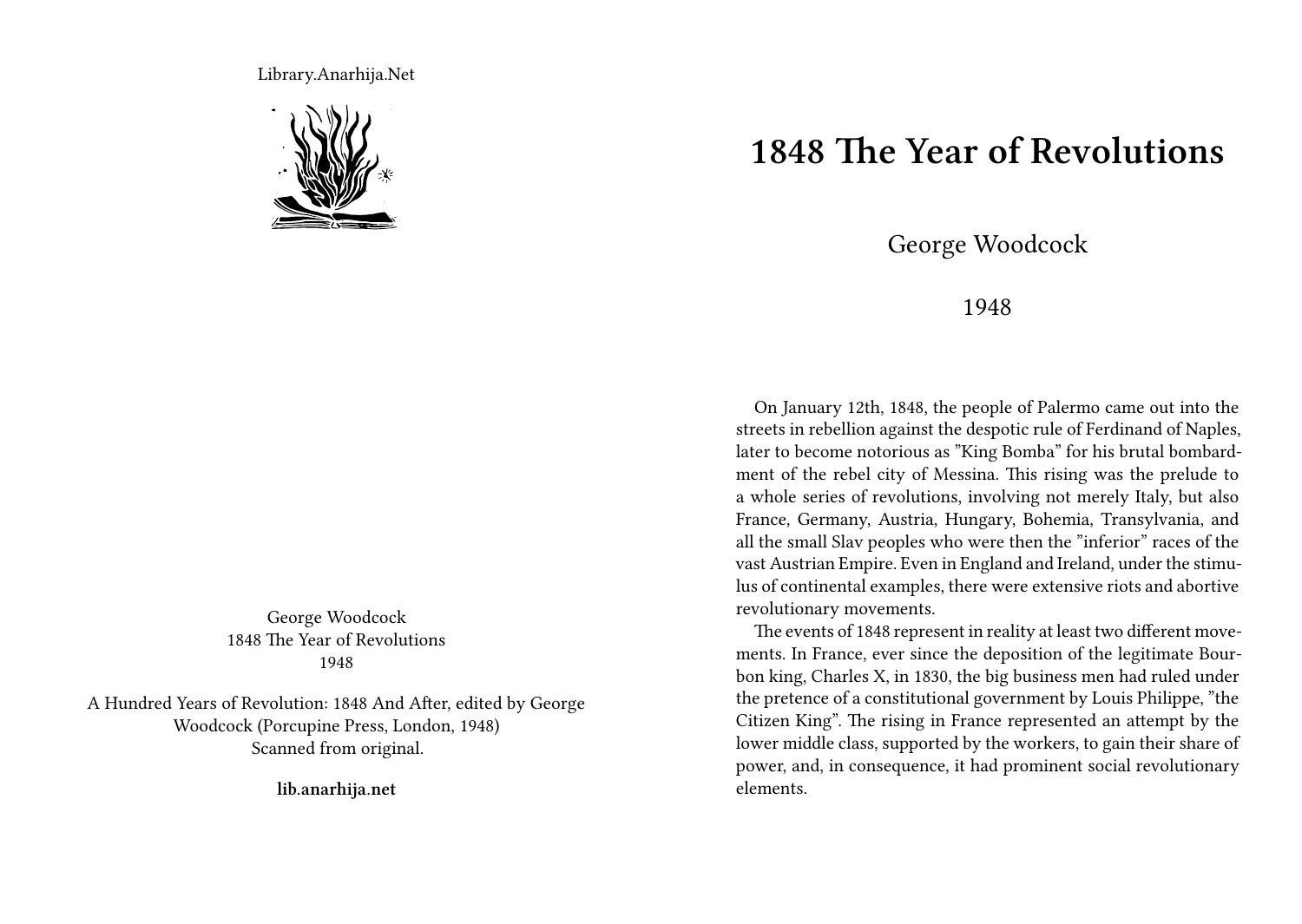Library.Anarhija.Net

George Woodcock
1848 The Year of Revolutions
1948

A Hundred Years of Revolution: 1848 And After, edited by George Woodcock (Porcupine Press, London, 1948)
Scanned from original.

**lib.anarhija.net**

# 1848 The Year of Revolutions

George Woodcock

1948

On January 12th, 1848, the people of Palermo came out into the streets in rebellion against the despotic rule of Ferdinand of Naples, later to become notorious as "King Bomba" for his brutal bombardment of the rebel city of Messina. This rising was the prelude to a whole series of revolutions, involving not merely Italy, but also France, Germany, Austria, Hungary, Bohemia, Transylvania, and all the small Slav peoples who were then the "inferior" races of the vast Austrian Empire. Even in England and Ireland, under the stimulus of continental examples, there were extensive riots and abortive revolutionary movements.

The events of 1848 represent in reality at least two different movements. In France, ever since the deposition of the legitimate Bourbon king, Charles X, in 1830, the big business men had ruled under the pretence of a constitutional government by Louis Philippe, "the Citizen King". The rising in France represented an attempt by the lower middle class, supported by the workers, to gain their share of power, and, in consequence, it had prominent social revolutionary elements.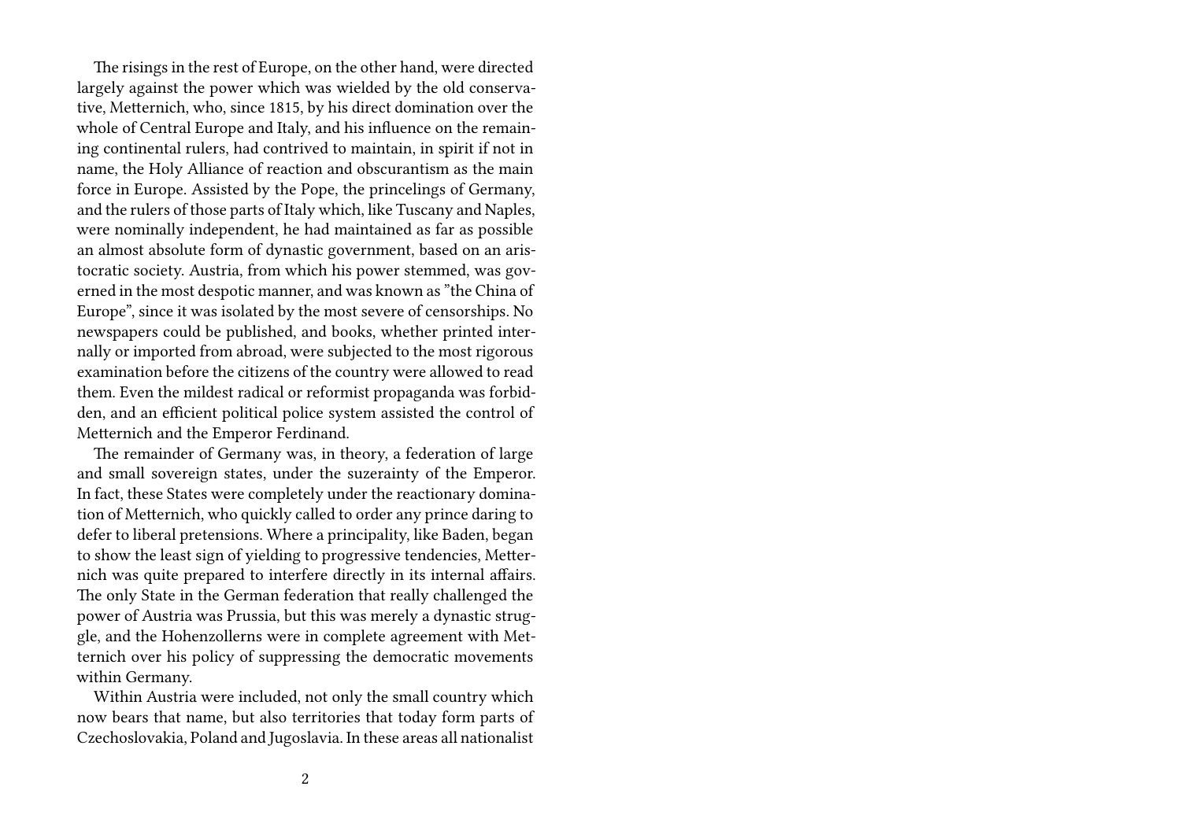The risings in the rest of Europe, on the other hand, were directed largely against the power which was wielded by the old conservative, Metternich, who, since 1815, by his direct domination over the whole of Central Europe and Italy, and his influence on the remaining continental rulers, had contrived to maintain, in spirit if not in name, the Holy Alliance of reaction and obscurantism as the main force in Europe. Assisted by the Pope, the princelings of Germany, and the rulers of those parts of Italy which, like Tuscany and Naples, were nominally independent, he had maintained as far as possible an almost absolute form of dynastic government, based on an aristocratic society. Austria, from which his power stemmed, was governed in the most despotic manner, and was known as "the China of Europe", since it was isolated by the most severe of censorships. No newspapers could be published, and books, whether printed internally or imported from abroad, were subjected to the most rigorous examination before the citizens of the country were allowed to read them. Even the mildest radical or reformist propaganda was forbidden, and an efficient political police system assisted the control of Metternich and the Emperor Ferdinand.

The remainder of Germany was, in theory, a federation of large and small sovereign states, under the suzerainty of the Emperor. In fact, these States were completely under the reactionary domination of Metternich, who quickly called to order any prince daring to defer to liberal pretensions. Where a principality, like Baden, began to show the least sign of yielding to progressive tendencies, Metternich was quite prepared to interfere directly in its internal affairs. The only State in the German federation that really challenged the power of Austria was Prussia, but this was merely a dynastic struggle, and the Hohenzollerns were in complete agreement with Metternich over his policy of suppressing the democratic movements within Germany.

Within Austria were included, not only the small country which now bears that name, but also territories that today form parts of Czechoslovakia, Poland and Jugoslavia. In these areas all nationalist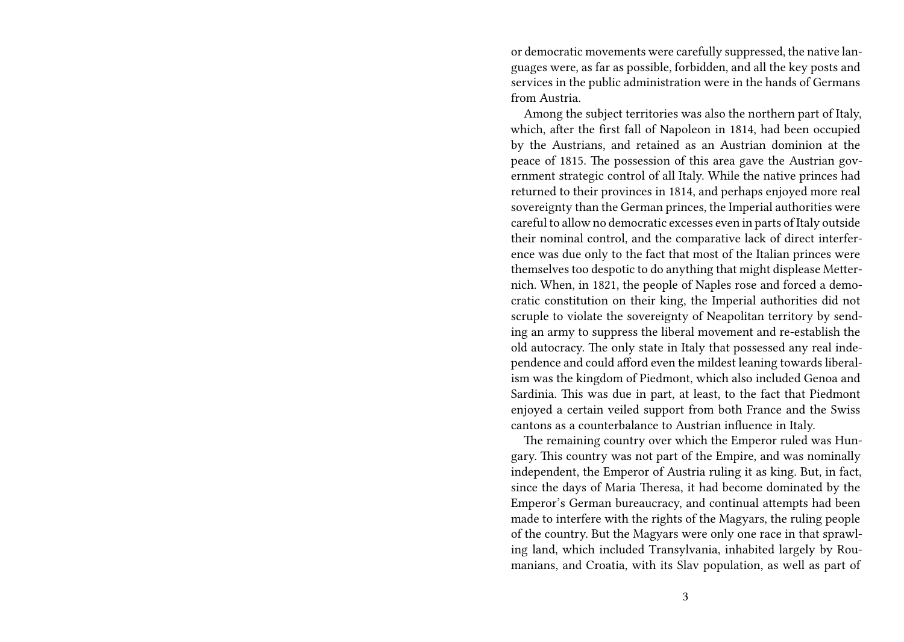or democratic movements were carefully suppressed, the native languages were, as far as possible, forbidden, and all the key posts and services in the public administration were in the hands of Germans from Austria.

Among the subject territories was also the northern part of Italy, which, after the first fall of Napoleon in 1814, had been occupied by the Austrians, and retained as an Austrian dominion at the peace of 1815. The possession of this area gave the Austrian government strategic control of all Italy. While the native princes had returned to their provinces in 1814, and perhaps enjoyed more real sovereignty than the German princes, the Imperial authorities were careful to allow no democratic excesses even in parts of Italy outside their nominal control, and the comparative lack of direct interference was due only to the fact that most of the Italian princes were themselves too despotic to do anything that might displease Metternich. When, in 1821, the people of Naples rose and forced a democratic constitution on their king, the Imperial authorities did not scruple to violate the sovereignty of Neapolitan territory by sending an army to suppress the liberal movement and re-establish the old autocracy. The only state in Italy that possessed any real independence and could afford even the mildest leaning towards liberalism was the kingdom of Piedmont, which also included Genoa and Sardinia. This was due in part, at least, to the fact that Piedmont enjoyed a certain veiled support from both France and the Swiss cantons as a counterbalance to Austrian influence in Italy.

The remaining country over which the Emperor ruled was Hungary. This country was not part of the Empire, and was nominally independent, the Emperor of Austria ruling it as king. But, in fact, since the days of Maria Theresa, it had become dominated by the Emperor's German bureaucracy, and continual attempts had been made to interfere with the rights of the Magyars, the ruling people of the country. But the Magyars were only one race in that sprawling land, which included Transylvania, inhabited largely by Roumanians, and Croatia, with its Slav population, as well as part of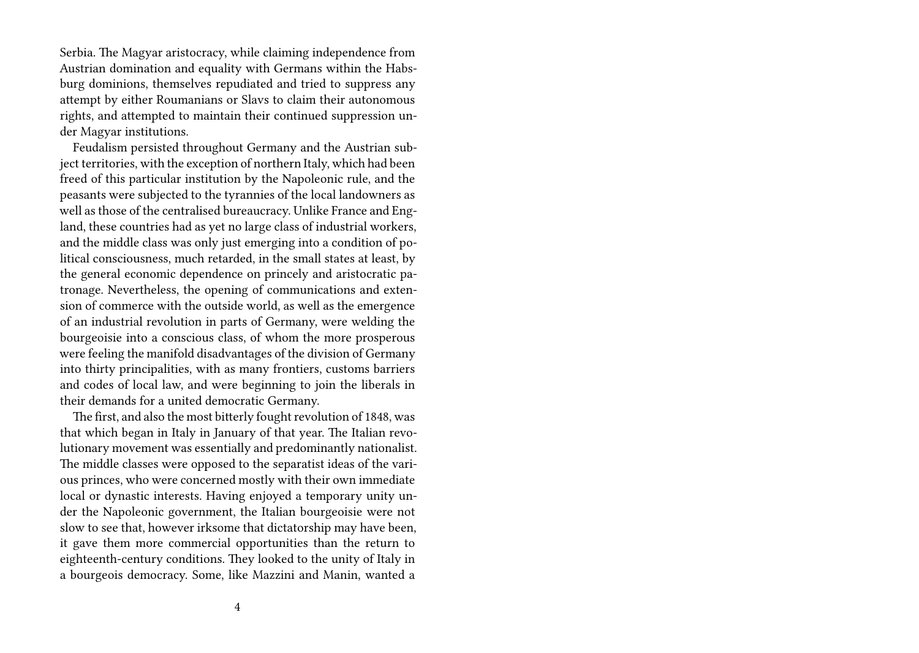Serbia. The Magyar aristocracy, while claiming independence from Austrian domination and equality with Germans within the Habsburg dominions, themselves repudiated and tried to suppress any attempt by either Roumanians or Slavs to claim their autonomous rights, and attempted to maintain their continued suppression under Magyar institutions.

Feudalism persisted throughout Germany and the Austrian subject territories, with the exception of northern Italy, which had been freed of this particular institution by the Napoleonic rule, and the peasants were subjected to the tyrannies of the local landowners as well as those of the centralised bureaucracy. Unlike France and England, these countries had as yet no large class of industrial workers, and the middle class was only just emerging into a condition of political consciousness, much retarded, in the small states at least, by the general economic dependence on princely and aristocratic patronage. Nevertheless, the opening of communications and extension of commerce with the outside world, as well as the emergence of an industrial revolution in parts of Germany, were welding the bourgeoisie into a conscious class, of whom the more prosperous were feeling the manifold disadvantages of the division of Germany into thirty principalities, with as many frontiers, customs barriers and codes of local law, and were beginning to join the liberals in their demands for a united democratic Germany.

The first, and also the most bitterly fought revolution of 1848, was that which began in Italy in January of that year. The Italian revolutionary movement was essentially and predominantly nationalist. The middle classes were opposed to the separatist ideas of the various princes, who were concerned mostly with their own immediate local or dynastic interests. Having enjoyed a temporary unity under the Napoleonic government, the Italian bourgeoisie were not slow to see that, however irksome that dictatorship may have been, it gave them more commercial opportunities than the return to eighteenth-century conditions. They looked to the unity of Italy in a bourgeois democracy. Some, like Mazzini and Manin, wanted a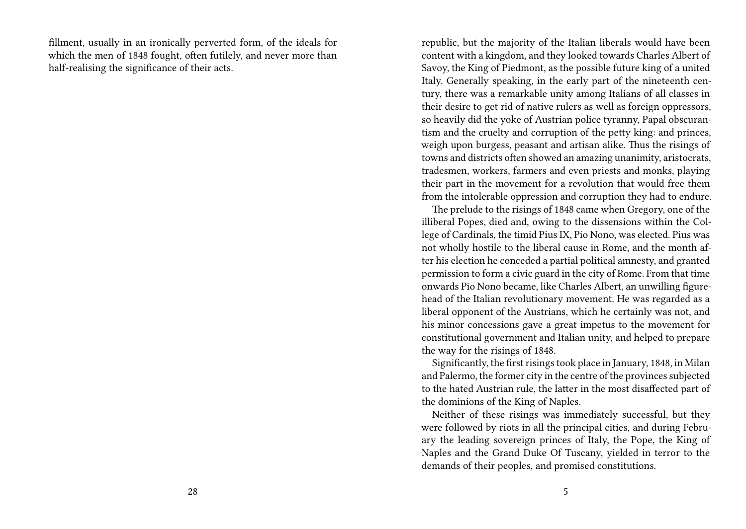fillment, usually in an ironically perverted form, of the ideals for which the men of 1848 fought, often futilely, and never more than half-realising the significance of their acts.

republic, but the majority of the Italian liberals would have been content with a kingdom, and they looked towards Charles Albert of Savoy, the King of Piedmont, as the possible future king of a united Italy. Generally speaking, in the early part of the nineteenth century, there was a remarkable unity among Italians of all classes in their desire to get rid of native rulers as well as foreign oppressors, so heavily did the yoke of Austrian police tyranny, Papal obscurantism and the cruelty and corruption of the petty king: and princes, weigh upon burgess, peasant and artisan alike. Thus the risings of towns and districts often showed an amazing unanimity, aristocrats, tradesmen, workers, farmers and even priests and monks, playing their part in the movement for a revolution that would free them from the intolerable oppression and corruption they had to endure.

The prelude to the risings of 1848 came when Gregory, one of the illiberal Popes, died and, owing to the dissensions within the College of Cardinals, the timid Pius IX, Pio Nono, was elected. Pius was not wholly hostile to the liberal cause in Rome, and the month after his election he conceded a partial political amnesty, and granted permission to form a civic guard in the city of Rome. From that time onwards Pio Nono became, like Charles Albert, an unwilling figurehead of the Italian revolutionary movement. He was regarded as a liberal opponent of the Austrians, which he certainly was not, and his minor concessions gave a great impetus to the movement for constitutional government and Italian unity, and helped to prepare the way for the risings of 1848.

Significantly, the first risings took place in January, 1848, in Milan and Palermo, the former city in the centre of the provinces subjected to the hated Austrian rule, the latter in the most disaffected part of the dominions of the King of Naples.

Neither of these risings was immediately successful, but they were followed by riots in all the principal cities, and during February the leading sovereign princes of Italy, the Pope, the King of Naples and the Grand Duke Of Tuscany, yielded in terror to the demands of their peoples, and promised constitutions.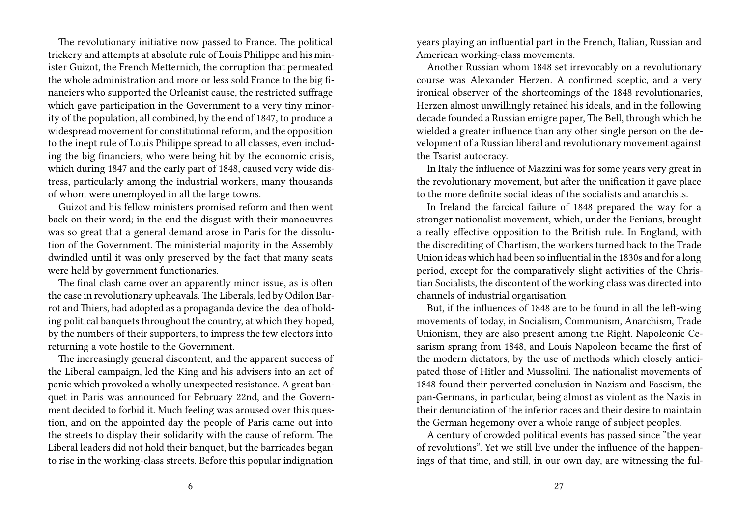The revolutionary initiative now passed to France. The political trickery and attempts at absolute rule of Louis Philippe and his minister Guizot, the French Metternich, the corruption that permeated the whole administration and more or less sold France to the big financiers who supported the Orleanist cause, the restricted suffrage which gave participation in the Government to a very tiny minority of the population, all combined, by the end of 1847, to produce a widespread movement for constitutional reform, and the opposition to the inept rule of Louis Philippe spread to all classes, even including the big financiers, who were being hit by the economic crisis, which during 1847 and the early part of 1848, caused very wide distress, particularly among the industrial workers, many thousands of whom were unemployed in all the large towns.

Guizot and his fellow ministers promised reform and then went back on their word; in the end the disgust with their manoeuvres was so great that a general demand arose in Paris for the dissolution of the Government. The ministerial majority in the Assembly dwindled until it was only preserved by the fact that many seats were held by government functionaries.

The final clash came over an apparently minor issue, as is often the case in revolutionary upheavals. The Liberals, led by Odilon Barrot and Thiers, had adopted as a propaganda device the idea of holding political banquets throughout the country, at which they hoped, by the numbers of their supporters, to impress the few electors into returning a vote hostile to the Government.

The increasingly general discontent, and the apparent success of the Liberal campaign, led the King and his advisers into an act of panic which provoked a wholly unexpected resistance. A great banquet in Paris was announced for February 22nd, and the Government decided to forbid it. Much feeling was aroused over this question, and on the appointed day the people of Paris came out into the streets to display their solidarity with the cause of reform. The Liberal leaders did not hold their banquet, but the barricades began to rise in the working-class streets. Before this popular indignation

years playing an influential part in the French, Italian, Russian and American working-class movements.

Another Russian whom 1848 set irrevocably on a revolutionary course was Alexander Herzen. A confirmed sceptic, and a very ironical observer of the shortcomings of the 1848 revolutionaries, Herzen almost unwillingly retained his ideals, and in the following decade founded a Russian emigre paper, The Bell, through which he wielded a greater influence than any other single person on the development of a Russian liberal and revolutionary movement against the Tsarist autocracy.

In Italy the influence of Mazzini was for some years very great in the revolutionary movement, but after the unification it gave place to the more definite social ideas of the socialists and anarchists.

In Ireland the farcical failure of 1848 prepared the way for a stronger nationalist movement, which, under the Fenians, brought a really effective opposition to the British rule. In England, with the discrediting of Chartism, the workers turned back to the Trade Union ideas which had been so influential in the 1830s and for a long period, except for the comparatively slight activities of the Christian Socialists, the discontent of the working class was directed into channels of industrial organisation.

But, if the influences of 1848 are to be found in all the left-wing movements of today, in Socialism, Communism, Anarchism, Trade Unionism, they are also present among the Right. Napoleonic Cesarism sprang from 1848, and Louis Napoleon became the first of the modern dictators, by the use of methods which closely anticipated those of Hitler and Mussolini. The nationalist movements of 1848 found their perverted conclusion in Nazism and Fascism, the pan-Germans, in particular, being almost as violent as the Nazis in their denunciation of the inferior races and their desire to maintain the German hegemony over a whole range of subject peoples.

A century of crowded political events has passed since "the year of revolutions". Yet we still live under the influence of the happenings of that time, and still, in our own day, are witnessing the ful-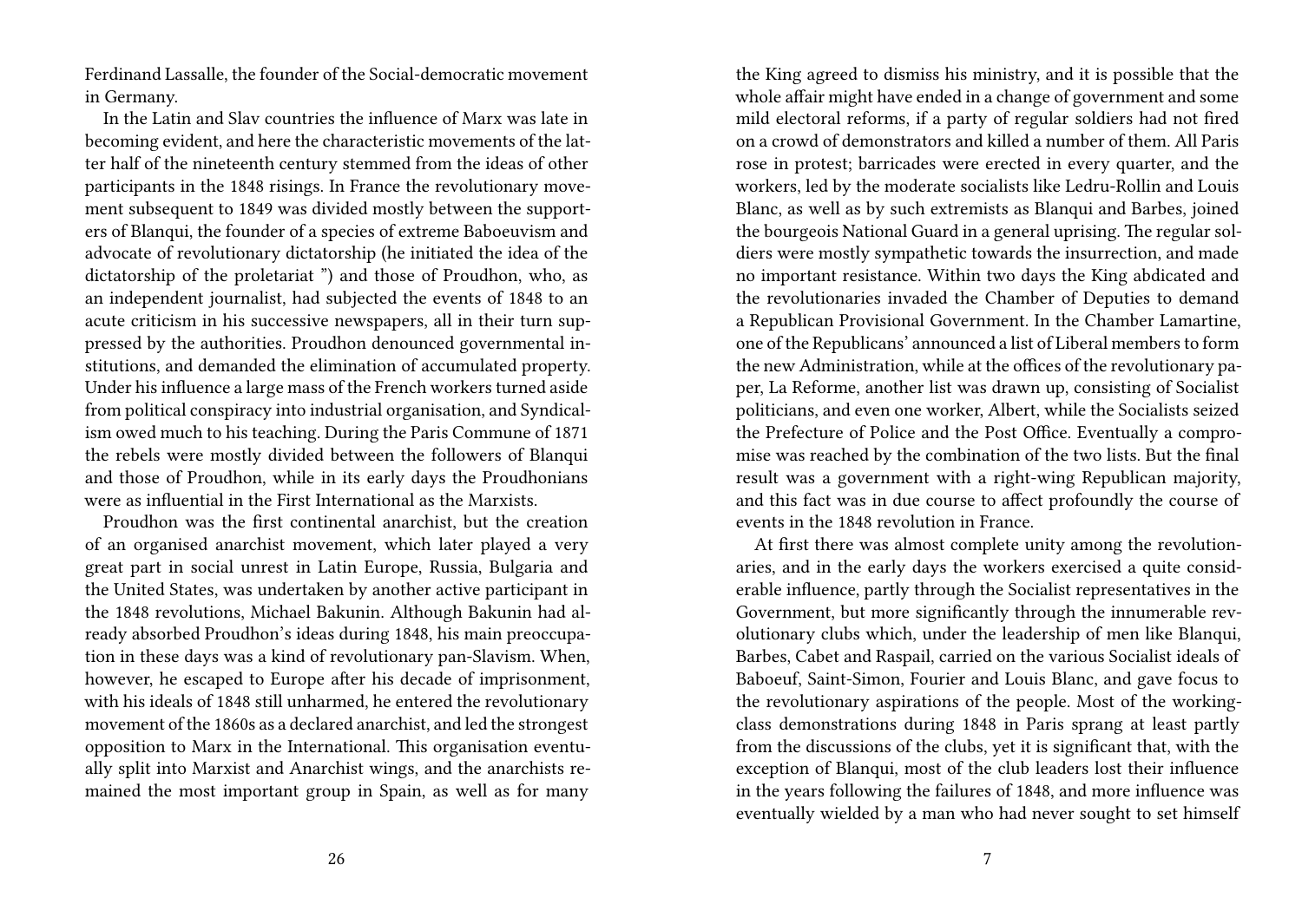Ferdinand Lassalle, the founder of the Social-democratic movement in Germany.

In the Latin and Slav countries the influence of Marx was late in becoming evident, and here the characteristic movements of the latter half of the nineteenth century stemmed from the ideas of other participants in the 1848 risings. In France the revolutionary movement subsequent to 1849 was divided mostly between the supporters of Blanqui, the founder of a species of extreme Baboeuvism and advocate of revolutionary dictatorship (he initiated the idea of the dictatorship of the proletariat ") and those of Proudhon, who, as an independent journalist, had subjected the events of 1848 to an acute criticism in his successive newspapers, all in their turn suppressed by the authorities. Proudhon denounced governmental institutions, and demanded the elimination of accumulated property. Under his influence a large mass of the French workers turned aside from political conspiracy into industrial organisation, and Syndicalism owed much to his teaching. During the Paris Commune of 1871 the rebels were mostly divided between the followers of Blanqui and those of Proudhon, while in its early days the Proudhonians were as influential in the First International as the Marxists.

Proudhon was the first continental anarchist, but the creation of an organised anarchist movement, which later played a very great part in social unrest in Latin Europe, Russia, Bulgaria and the United States, was undertaken by another active participant in the 1848 revolutions, Michael Bakunin. Although Bakunin had already absorbed Proudhon's ideas during 1848, his main preoccupation in these days was a kind of revolutionary pan-Slavism. When, however, he escaped to Europe after his decade of imprisonment, with his ideals of 1848 still unharmed, he entered the revolutionary movement of the 1860s as a declared anarchist, and led the strongest opposition to Marx in the International. This organisation eventually split into Marxist and Anarchist wings, and the anarchists remained the most important group in Spain, as well as for many

the King agreed to dismiss his ministry, and it is possible that the whole affair might have ended in a change of government and some mild electoral reforms, if a party of regular soldiers had not fired on a crowd of demonstrators and killed a number of them. All Paris rose in protest; barricades were erected in every quarter, and the workers, led by the moderate socialists like Ledru-Rollin and Louis Blanc, as well as by such extremists as Blanqui and Barbes, joined the bourgeois National Guard in a general uprising. The regular soldiers were mostly sympathetic towards the insurrection, and made no important resistance. Within two days the King abdicated and the revolutionaries invaded the Chamber of Deputies to demand a Republican Provisional Government. In the Chamber Lamartine, one of the Republicans' announced a list of Liberal members to form the new Administration, while at the offices of the revolutionary paper, La Reforme, another list was drawn up, consisting of Socialist politicians, and even one worker, Albert, while the Socialists seized the Prefecture of Police and the Post Office. Eventually a compromise was reached by the combination of the two lists. But the final result was a government with a right-wing Republican majority, and this fact was in due course to affect profoundly the course of events in the 1848 revolution in France.

At first there was almost complete unity among the revolutionaries, and in the early days the workers exercised a quite considerable influence, partly through the Socialist representatives in the Government, but more significantly through the innumerable revolutionary clubs which, under the leadership of men like Blanqui, Barbes, Cabet and Raspail, carried on the various Socialist ideals of Baboeuf, Saint-Simon, Fourier and Louis Blanc, and gave focus to the revolutionary aspirations of the people. Most of the working-class demonstrations during 1848 in Paris sprang at least partly from the discussions of the clubs, yet it is significant that, with the exception of Blanqui, most of the club leaders lost their influence in the years following the failures of 1848, and more influence was eventually wielded by a man who had never sought to set himself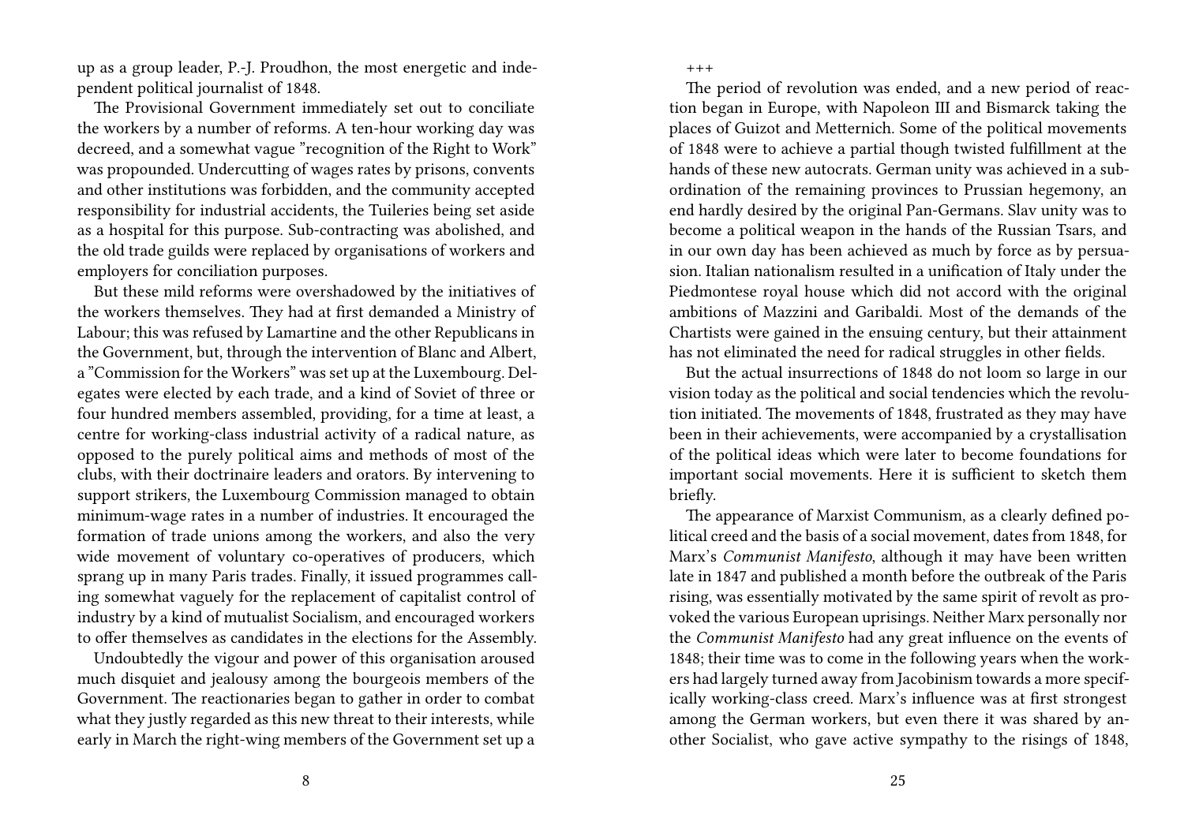up as a group leader, P.-J. Proudhon, the most energetic and independent political journalist of 1848.

The Provisional Government immediately set out to conciliate the workers by a number of reforms. A ten-hour working day was decreed, and a somewhat vague "recognition of the Right to Work" was propounded. Undercutting of wages rates by prisons, convents and other institutions was forbidden, and the community accepted responsibility for industrial accidents, the Tuileries being set aside as a hospital for this purpose. Sub-contracting was abolished, and the old trade guilds were replaced by organisations of workers and employers for conciliation purposes.

But these mild reforms were overshadowed by the initiatives of the workers themselves. They had at first demanded a Ministry of Labour; this was refused by Lamartine and the other Republicans in the Government, but, through the intervention of Blanc and Albert, a "Commission for the Workers" was set up at the Luxembourg. Delegates were elected by each trade, and a kind of Soviet of three or four hundred members assembled, providing, for a time at least, a centre for working-class industrial activity of a radical nature, as opposed to the purely political aims and methods of most of the clubs, with their doctrinaire leaders and orators. By intervening to support strikers, the Luxembourg Commission managed to obtain minimum-wage rates in a number of industries. It encouraged the formation of trade unions among the workers, and also the very wide movement of voluntary co-operatives of producers, which sprang up in many Paris trades. Finally, it issued programmes calling somewhat vaguely for the replacement of capitalist control of industry by a kind of mutualist Socialism, and encouraged workers to offer themselves as candidates in the elections for the Assembly.

Undoubtedly the vigour and power of this organisation aroused much disquiet and jealousy among the bourgeois members of the Government. The reactionaries began to gather in order to combat what they justly regarded as this new threat to their interests, while early in March the right-wing members of the Government set up a

+++

The period of revolution was ended, and a new period of reaction began in Europe, with Napoleon III and Bismarck taking the places of Guizot and Metternich. Some of the political movements of 1848 were to achieve a partial though twisted fulfillment at the hands of these new autocrats. German unity was achieved in a subordination of the remaining provinces to Prussian hegemony, an end hardly desired by the original Pan-Germans. Slav unity was to become a political weapon in the hands of the Russian Tsars, and in our own day has been achieved as much by force as by persuasion. Italian nationalism resulted in a unification of Italy under the Piedmontese royal house which did not accord with the original ambitions of Mazzini and Garibaldi. Most of the demands of the Chartists were gained in the ensuing century, but their attainment has not eliminated the need for radical struggles in other fields.

But the actual insurrections of 1848 do not loom so large in our vision today as the political and social tendencies which the revolution initiated. The movements of 1848, frustrated as they may have been in their achievements, were accompanied by a crystallisation of the political ideas which were later to become foundations for important social movements. Here it is sufficient to sketch them briefly.

The appearance of Marxist Communism, as a clearly defined political creed and the basis of a social movement, dates from 1848, for Marx's *Communist Manifesto*, although it may have been written late in 1847 and published a month before the outbreak of the Paris rising, was essentially motivated by the same spirit of revolt as provoked the various European uprisings. Neither Marx personally nor the *Communist Manifesto* had any great influence on the events of 1848; their time was to come in the following years when the workers had largely turned away from Jacobinism towards a more specifically working-class creed. Marx's influence was at first strongest among the German workers, but even there it was shared by another Socialist, who gave active sympathy to the risings of 1848,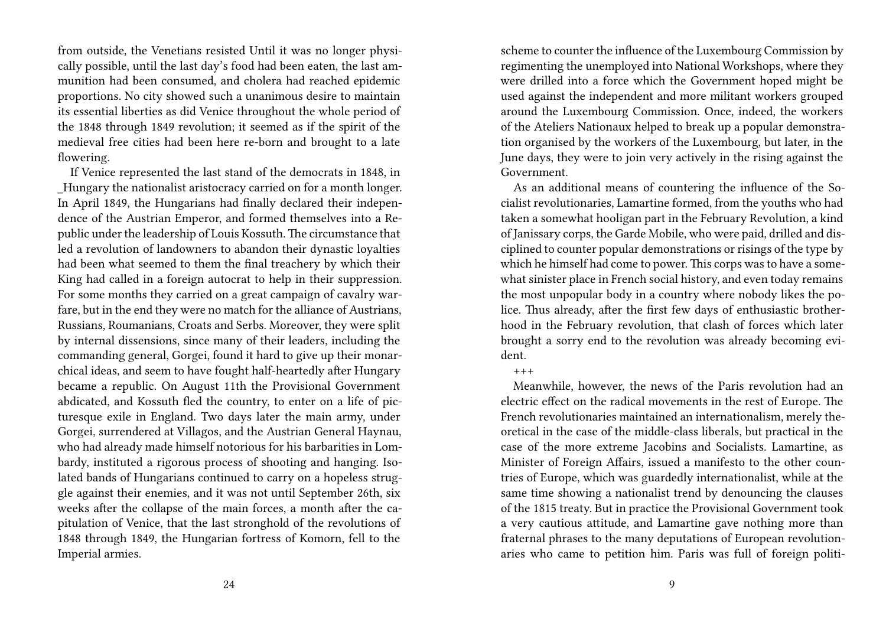from outside, the Venetians resisted Until it was no longer physically possible, until the last day's food had been eaten, the last ammunition had been consumed, and cholera had reached epidemic proportions. No city showed such a unanimous desire to maintain its essential liberties as did Venice throughout the whole period of the 1848 through 1849 revolution; it seemed as if the spirit of the medieval free cities had been here re-born and brought to a late flowering.

If Venice represented the last stand of the democrats in 1848, in _Hungary the nationalist aristocracy carried on for a month longer. In April 1849, the Hungarians had finally declared their independence of the Austrian Emperor, and formed themselves into a Republic under the leadership of Louis Kossuth. The circumstance that led a revolution of landowners to abandon their dynastic loyalties had been what seemed to them the final treachery by which their King had called in a foreign autocrat to help in their suppression. For some months they carried on a great campaign of cavalry warfare, but in the end they were no match for the alliance of Austrians, Russians, Roumanians, Croats and Serbs. Moreover, they were split by internal dissensions, since many of their leaders, including the commanding general, Gorgei, found it hard to give up their monarchical ideas, and seem to have fought half-heartedly after Hungary became a republic. On August 11th the Provisional Government abdicated, and Kossuth fled the country, to enter on a life of picturesque exile in England. Two days later the main army, under Gorgei, surrendered at Villagos, and the Austrian General Haynau, who had already made himself notorious for his barbarities in Lombardy, instituted a rigorous process of shooting and hanging. Isolated bands of Hungarians continued to carry on a hopeless struggle against their enemies, and it was not until September 26th, six weeks after the collapse of the main forces, a month after the capitulation of Venice, that the last stronghold of the revolutions of 1848 through 1849, the Hungarian fortress of Komorn, fell to the Imperial armies.

scheme to counter the influence of the Luxembourg Commission by regimenting the unemployed into National Workshops, where they were drilled into a force which the Government hoped might be used against the independent and more militant workers grouped around the Luxembourg Commission. Once, indeed, the workers of the Ateliers Nationaux helped to break up a popular demonstration organised by the workers of the Luxembourg, but later, in the June days, they were to join very actively in the rising against the Government.

As an additional means of countering the influence of the Socialist revolutionaries, Lamartine formed, from the youths who had taken a somewhat hooligan part in the February Revolution, a kind of Janissary corps, the Garde Mobile, who were paid, drilled and disciplined to counter popular demonstrations or risings of the type by which he himself had come to power. This corps was to have a somewhat sinister place in French social history, and even today remains the most unpopular body in a country where nobody likes the police. Thus already, after the first few days of enthusiastic brotherhood in the February revolution, that clash of forces which later brought a sorry end to the revolution was already becoming evident.

+++

Meanwhile, however, the news of the Paris revolution had an electric effect on the radical movements in the rest of Europe. The French revolutionaries maintained an internationalism, merely theoretical in the case of the middle-class liberals, but practical in the case of the more extreme Jacobins and Socialists. Lamartine, as Minister of Foreign Affairs, issued a manifesto to the other countries of Europe, which was guardedly internationalist, while at the same time showing a nationalist trend by denouncing the clauses of the 1815 treaty. But in practice the Provisional Government took a very cautious attitude, and Lamartine gave nothing more than fraternal phrases to the many deputations of European revolutionaries who came to petition him. Paris was full of foreign politi-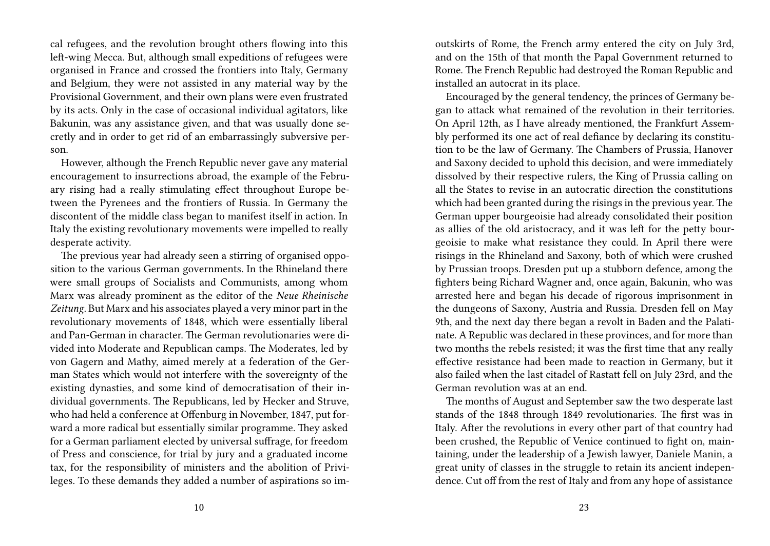cal refugees, and the revolution brought others flowing into this left-wing Mecca. But, although small expeditions of refugees were organised in France and crossed the frontiers into Italy, Germany and Belgium, they were not assisted in any material way by the Provisional Government, and their own plans were even frustrated by its acts. Only in the case of occasional individual agitators, like Bakunin, was any assistance given, and that was usually done secretly and in order to get rid of an embarrassingly subversive person.

However, although the French Republic never gave any material encouragement to insurrections abroad, the example of the February rising had a really stimulating effect throughout Europe between the Pyrenees and the frontiers of Russia. In Germany the discontent of the middle class began to manifest itself in action. In Italy the existing revolutionary movements were impelled to really desperate activity.

The previous year had already seen a stirring of organised opposition to the various German governments. In the Rhineland there were small groups of Socialists and Communists, among whom Marx was already prominent as the editor of the *Neue Rheinische Zeitung*. But Marx and his associates played a very minor part in the revolutionary movements of 1848, which were essentially liberal and Pan-German in character. The German revolutionaries were divided into Moderate and Republican camps. The Moderates, led by von Gagern and Mathy, aimed merely at a federation of the German States which would not interfere with the sovereignty of the existing dynasties, and some kind of democratisation of their individual governments. The Republicans, led by Hecker and Struve, who had held a conference at Offenburg in November, 1847, put forward a more radical but essentially similar programme. They asked for a German parliament elected by universal suffrage, for freedom of Press and conscience, for trial by jury and a graduated income tax, for the responsibility of ministers and the abolition of Privileges. To these demands they added a number of aspirations so im-

outskirts of Rome, the French army entered the city on July 3rd, and on the 15th of that month the Papal Government returned to Rome. The French Republic had destroyed the Roman Republic and installed an autocrat in its place.

Encouraged by the general tendency, the princes of Germany began to attack what remained of the revolution in their territories. On April 12th, as I have already mentioned, the Frankfurt Assembly performed its one act of real defiance by declaring its constitution to be the law of Germany. The Chambers of Prussia, Hanover and Saxony decided to uphold this decision, and were immediately dissolved by their respective rulers, the King of Prussia calling on all the States to revise in an autocratic direction the constitutions which had been granted during the risings in the previous year. The German upper bourgeoisie had already consolidated their position as allies of the old aristocracy, and it was left for the petty bourgeoisie to make what resistance they could. In April there were risings in the Rhineland and Saxony, both of which were crushed by Prussian troops. Dresden put up a stubborn defence, among the fighters being Richard Wagner and, once again, Bakunin, who was arrested here and began his decade of rigorous imprisonment in the dungeons of Saxony, Austria and Russia. Dresden fell on May 9th, and the next day there began a revolt in Baden and the Palatinate. A Republic was declared in these provinces, and for more than two months the rebels resisted; it was the first time that any really effective resistance had been made to reaction in Germany, but it also failed when the last citadel of Rastatt fell on July 23rd, and the German revolution was at an end.

The months of August and September saw the two desperate last stands of the 1848 through 1849 revolutionaries. The first was in Italy. After the revolutions in every other part of that country had been crushed, the Republic of Venice continued to fight on, maintaining, under the leadership of a Jewish lawyer, Daniele Manin, a great unity of classes in the struggle to retain its ancient independence. Cut off from the rest of Italy and from any hope of assistance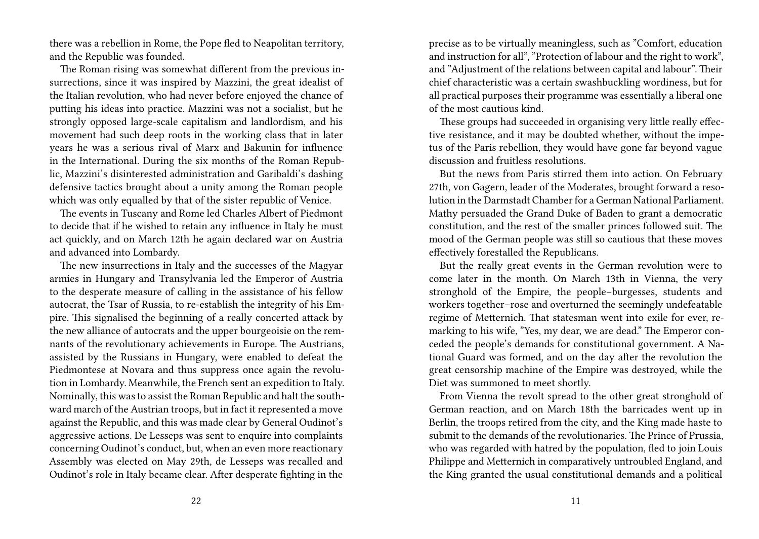there was a rebellion in Rome, the Pope fled to Neapolitan territory, and the Republic was founded.

The Roman rising was somewhat different from the previous insurrections, since it was inspired by Mazzini, the great idealist of the Italian revolution, who had never before enjoyed the chance of putting his ideas into practice. Mazzini was not a socialist, but he strongly opposed large-scale capitalism and landlordism, and his movement had such deep roots in the working class that in later years he was a serious rival of Marx and Bakunin for influence in the International. During the six months of the Roman Republic, Mazzini's disinterested administration and Garibaldi's dashing defensive tactics brought about a unity among the Roman people which was only equalled by that of the sister republic of Venice.

The events in Tuscany and Rome led Charles Albert of Piedmont to decide that if he wished to retain any influence in Italy he must act quickly, and on March 12th he again declared war on Austria and advanced into Lombardy.

The new insurrections in Italy and the successes of the Magyar armies in Hungary and Transylvania led the Emperor of Austria to the desperate measure of calling in the assistance of his fellow autocrat, the Tsar of Russia, to re-establish the integrity of his Empire. This signalised the beginning of a really concerted attack by the new alliance of autocrats and the upper bourgeoisie on the remnants of the revolutionary achievements in Europe. The Austrians, assisted by the Russians in Hungary, were enabled to defeat the Piedmontese at Novara and thus suppress once again the revolution in Lombardy. Meanwhile, the French sent an expedition to Italy. Nominally, this was to assist the Roman Republic and halt the southward march of the Austrian troops, but in fact it represented a move against the Republic, and this was made clear by General Oudinot's aggressive actions. De Lesseps was sent to enquire into complaints concerning Oudinot's conduct, but, when an even more reactionary Assembly was elected on May 29th, de Lesseps was recalled and Oudinot's role in Italy became clear. After desperate fighting in the

precise as to be virtually meaningless, such as "Comfort, education and instruction for all", "Protection of labour and the right to work", and "Adjustment of the relations between capital and labour". Their chief characteristic was a certain swashbuckling wordiness, but for all practical purposes their programme was essentially a liberal one of the most cautious kind.

These groups had succeeded in organising very little really effective resistance, and it may be doubted whether, without the impetus of the Paris rebellion, they would have gone far beyond vague discussion and fruitless resolutions.

But the news from Paris stirred them into action. On February 27th, von Gagern, leader of the Moderates, brought forward a resolution in the Darmstadt Chamber for a German National Parliament. Mathy persuaded the Grand Duke of Baden to grant a democratic constitution, and the rest of the smaller princes followed suit. The mood of the German people was still so cautious that these moves effectively forestalled the Republicans.

But the really great events in the German revolution were to come later in the month. On March 13th in Vienna, the very stronghold of the Empire, the people–burgesses, students and workers together–rose and overturned the seemingly undefeatable regime of Metternich. That statesman went into exile for ever, remarking to his wife, "Yes, my dear, we are dead." The Emperor conceded the people's demands for constitutional government. A National Guard was formed, and on the day after the revolution the great censorship machine of the Empire was destroyed, while the Diet was summoned to meet shortly.

From Vienna the revolt spread to the other great stronghold of German reaction, and on March 18th the barricades went up in Berlin, the troops retired from the city, and the King made haste to submit to the demands of the revolutionaries. The Prince of Prussia, who was regarded with hatred by the population, fled to join Louis Philippe and Metternich in comparatively untroubled England, and the King granted the usual constitutional demands and a political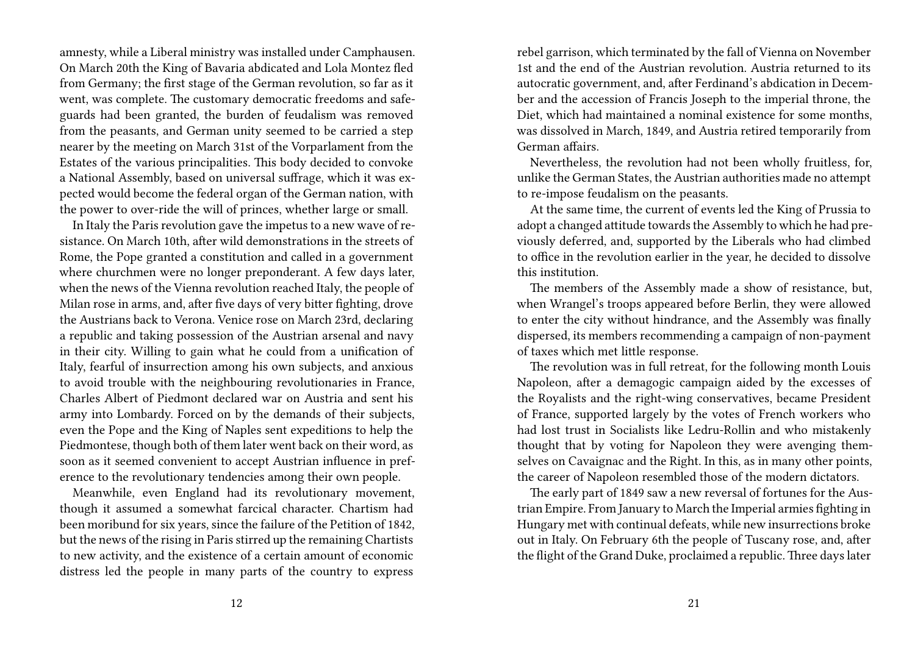amnesty, while a Liberal ministry was installed under Camphausen. On March 20th the King of Bavaria abdicated and Lola Montez fled from Germany; the first stage of the German revolution, so far as it went, was complete. The customary democratic freedoms and safeguards had been granted, the burden of feudalism was removed from the peasants, and German unity seemed to be carried a step nearer by the meeting on March 31st of the Vorparlament from the Estates of the various principalities. This body decided to convoke a National Assembly, based on universal suffrage, which it was expected would become the federal organ of the German nation, with the power to over-ride the will of princes, whether large or small.

In Italy the Paris revolution gave the impetus to a new wave of resistance. On March 10th, after wild demonstrations in the streets of Rome, the Pope granted a constitution and called in a government where churchmen were no longer preponderant. A few days later, when the news of the Vienna revolution reached Italy, the people of Milan rose in arms, and, after five days of very bitter fighting, drove the Austrians back to Verona. Venice rose on March 23rd, declaring a republic and taking possession of the Austrian arsenal and navy in their city. Willing to gain what he could from a unification of Italy, fearful of insurrection among his own subjects, and anxious to avoid trouble with the neighbouring revolutionaries in France, Charles Albert of Piedmont declared war on Austria and sent his army into Lombardy. Forced on by the demands of their subjects, even the Pope and the King of Naples sent expeditions to help the Piedmontese, though both of them later went back on their word, as soon as it seemed convenient to accept Austrian influence in preference to the revolutionary tendencies among their own people.

Meanwhile, even England had its revolutionary movement, though it assumed a somewhat farcical character. Chartism had been moribund for six years, since the failure of the Petition of 1842, but the news of the rising in Paris stirred up the remaining Chartists to new activity, and the existence of a certain amount of economic distress led the people in many parts of the country to express

rebel garrison, which terminated by the fall of Vienna on November 1st and the end of the Austrian revolution. Austria returned to its autocratic government, and, after Ferdinand's abdication in December and the accession of Francis Joseph to the imperial throne, the Diet, which had maintained a nominal existence for some months, was dissolved in March, 1849, and Austria retired temporarily from German affairs.

Nevertheless, the revolution had not been wholly fruitless, for, unlike the German States, the Austrian authorities made no attempt to re-impose feudalism on the peasants.

At the same time, the current of events led the King of Prussia to adopt a changed attitude towards the Assembly to which he had previously deferred, and, supported by the Liberals who had climbed to office in the revolution earlier in the year, he decided to dissolve this institution.

The members of the Assembly made a show of resistance, but, when Wrangel's troops appeared before Berlin, they were allowed to enter the city without hindrance, and the Assembly was finally dispersed, its members recommending a campaign of non-payment of taxes which met little response.

The revolution was in full retreat, for the following month Louis Napoleon, after a demagogic campaign aided by the excesses of the Royalists and the right-wing conservatives, became President of France, supported largely by the votes of French workers who had lost trust in Socialists like Ledru-Rollin and who mistakenly thought that by voting for Napoleon they were avenging themselves on Cavaignac and the Right. In this, as in many other points, the career of Napoleon resembled those of the modern dictators.

The early part of 1849 saw a new reversal of fortunes for the Austrian Empire. From January to March the Imperial armies fighting in Hungary met with continual defeats, while new insurrections broke out in Italy. On February 6th the people of Tuscany rose, and, after the flight of the Grand Duke, proclaimed a republic. Three days later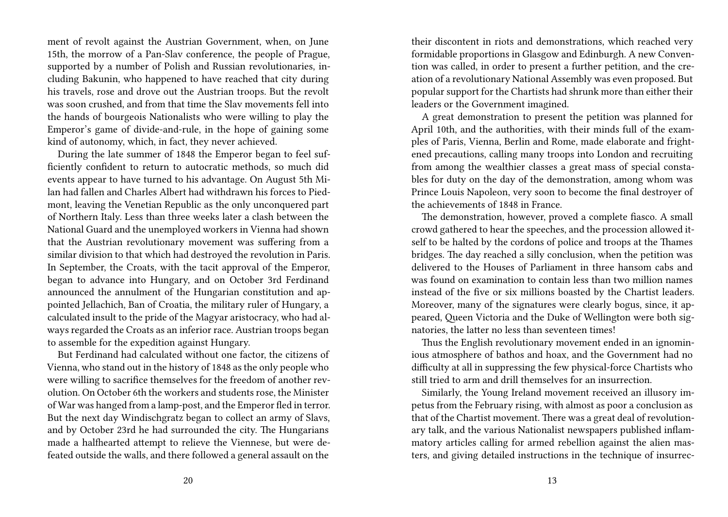ment of revolt against the Austrian Government, when, on June 15th, the morrow of a Pan-Slav conference, the people of Prague, supported by a number of Polish and Russian revolutionaries, including Bakunin, who happened to have reached that city during his travels, rose and drove out the Austrian troops. But the revolt was soon crushed, and from that time the Slav movements fell into the hands of bourgeois Nationalists who were willing to play the Emperor's game of divide-and-rule, in the hope of gaining some kind of autonomy, which, in fact, they never achieved.

During the late summer of 1848 the Emperor began to feel sufficiently confident to return to autocratic methods, so much did events appear to have turned to his advantage. On August 5th Milan had fallen and Charles Albert had withdrawn his forces to Piedmont, leaving the Venetian Republic as the only unconquered part of Northern Italy. Less than three weeks later a clash between the National Guard and the unemployed workers in Vienna had shown that the Austrian revolutionary movement was suffering from a similar division to that which had destroyed the revolution in Paris. In September, the Croats, with the tacit approval of the Emperor, began to advance into Hungary, and on October 3rd Ferdinand announced the annulment of the Hungarian constitution and appointed Jellachich, Ban of Croatia, the military ruler of Hungary, a calculated insult to the pride of the Magyar aristocracy, who had always regarded the Croats as an inferior race. Austrian troops began to assemble for the expedition against Hungary.

But Ferdinand had calculated without one factor, the citizens of Vienna, who stand out in the history of 1848 as the only people who were willing to sacrifice themselves for the freedom of another revolution. On October 6th the workers and students rose, the Minister of War was hanged from a lamp-post, and the Emperor fled in terror. But the next day Windischgratz began to collect an army of Slavs, and by October 23rd he had surrounded the city. The Hungarians made a halfhearted attempt to relieve the Viennese, but were defeated outside the walls, and there followed a general assault on the

their discontent in riots and demonstrations, which reached very formidable proportions in Glasgow and Edinburgh. A new Convention was called, in order to present a further petition, and the creation of a revolutionary National Assembly was even proposed. But popular support for the Chartists had shrunk more than either their leaders or the Government imagined.

A great demonstration to present the petition was planned for April 10th, and the authorities, with their minds full of the examples of Paris, Vienna, Berlin and Rome, made elaborate and frightened precautions, calling many troops into London and recruiting from among the wealthier classes a great mass of special constables for duty on the day of the demonstration, among whom was Prince Louis Napoleon, very soon to become the final destroyer of the achievements of 1848 in France.

The demonstration, however, proved a complete fiasco. A small crowd gathered to hear the speeches, and the procession allowed itself to be halted by the cordons of police and troops at the Thames bridges. The day reached a silly conclusion, when the petition was delivered to the Houses of Parliament in three hansom cabs and was found on examination to contain less than two million names instead of the five or six millions boasted by the Chartist leaders. Moreover, many of the signatures were clearly bogus, since, it appeared, Queen Victoria and the Duke of Wellington were both signatories, the latter no less than seventeen times!

Thus the English revolutionary movement ended in an ignominious atmosphere of bathos and hoax, and the Government had no difficulty at all in suppressing the few physical-force Chartists who still tried to arm and drill themselves for an insurrection.

Similarly, the Young Ireland movement received an illusory impetus from the February rising, with almost as poor a conclusion as that of the Chartist movement. There was a great deal of revolutionary talk, and the various Nationalist newspapers published inflammatory articles calling for armed rebellion against the alien masters, and giving detailed instructions in the technique of insurrec-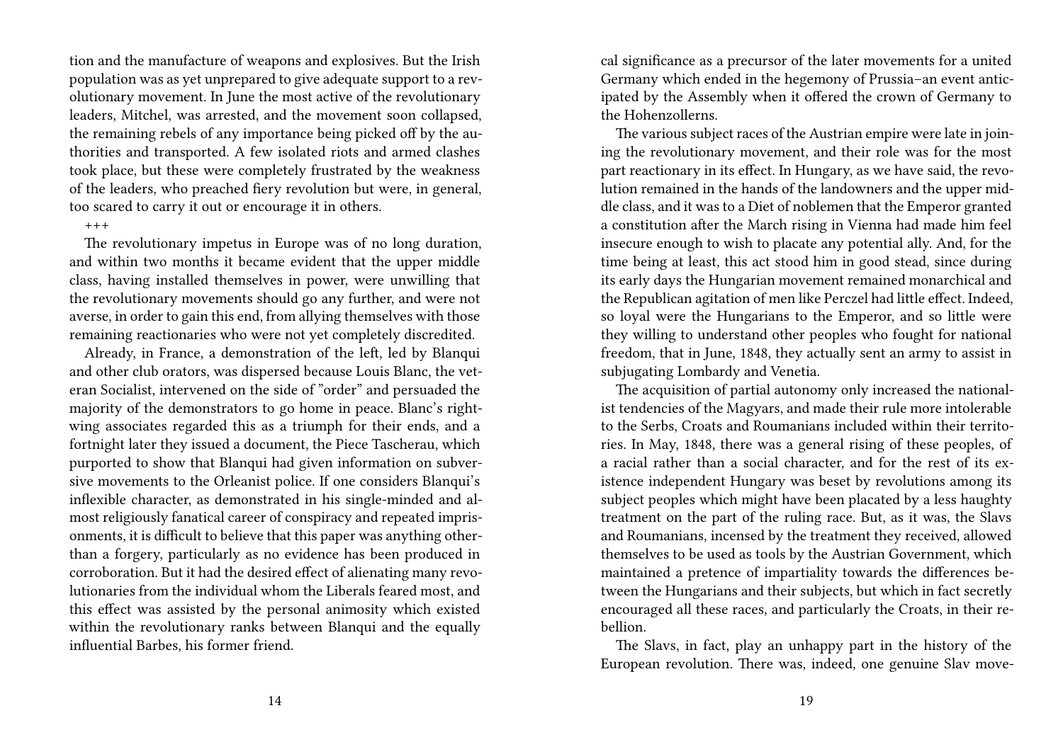tion and the manufacture of weapons and explosives. But the Irish population was as yet unprepared to give adequate support to a revolutionary movement. In June the most active of the revolutionary leaders, Mitchel, was arrested, and the movement soon collapsed, the remaining rebels of any importance being picked off by the authorities and transported. A few isolated riots and armed clashes took place, but these were completely frustrated by the weakness of the leaders, who preached fiery revolution but were, in general, too scared to carry it out or encourage it in others.

+++

The revolutionary impetus in Europe was of no long duration, and within two months it became evident that the upper middle class, having installed themselves in power, were unwilling that the revolutionary movements should go any further, and were not averse, in order to gain this end, from allying themselves with those remaining reactionaries who were not yet completely discredited.

Already, in France, a demonstration of the left, led by Blanqui and other club orators, was dispersed because Louis Blanc, the veteran Socialist, intervened on the side of "order" and persuaded the majority of the demonstrators to go home in peace. Blanc's right-wing associates regarded this as a triumph for their ends, and a fortnight later they issued a document, the Piece Tascherau, which purported to show that Blanqui had given information on subversive movements to the Orleanist police. If one considers Blanqui's inflexible character, as demonstrated in his single-minded and almost religiously fanatical career of conspiracy and repeated imprisonments, it is difficult to believe that this paper was anything other than a forgery, particularly as no evidence has been produced in corroboration. But it had the desired effect of alienating many revolutionaries from the individual whom the Liberals feared most, and this effect was assisted by the personal animosity which existed within the revolutionary ranks between Blanqui and the equally influential Barbes, his former friend.

cal significance as a precursor of the later movements for a united Germany which ended in the hegemony of Prussia–an event anticipated by the Assembly when it offered the crown of Germany to the Hohenzollerns.

The various subject races of the Austrian empire were late in joining the revolutionary movement, and their role was for the most part reactionary in its effect. In Hungary, as we have said, the revolution remained in the hands of the landowners and the upper middle class, and it was to a Diet of noblemen that the Emperor granted a constitution after the March rising in Vienna had made him feel insecure enough to wish to placate any potential ally. And, for the time being at least, this act stood him in good stead, since during its early days the Hungarian movement remained monarchical and the Republican agitation of men like Perczel had little effect. Indeed, so loyal were the Hungarians to the Emperor, and so little were they willing to understand other peoples who fought for national freedom, that in June, 1848, they actually sent an army to assist in subjugating Lombardy and Venetia.

The acquisition of partial autonomy only increased the nationalist tendencies of the Magyars, and made their rule more intolerable to the Serbs, Croats and Roumanians included within their territories. In May, 1848, there was a general rising of these peoples, of a racial rather than a social character, and for the rest of its existence independent Hungary was beset by revolutions among its subject peoples which might have been placated by a less haughty treatment on the part of the ruling race. But, as it was, the Slavs and Roumanians, incensed by the treatment they received, allowed themselves to be used as tools by the Austrian Government, which maintained a pretence of impartiality towards the differences between the Hungarians and their subjects, but which in fact secretly encouraged all these races, and particularly the Croats, in their rebellion.

The Slavs, in fact, play an unhappy part in the history of the European revolution. There was, indeed, one genuine Slav move-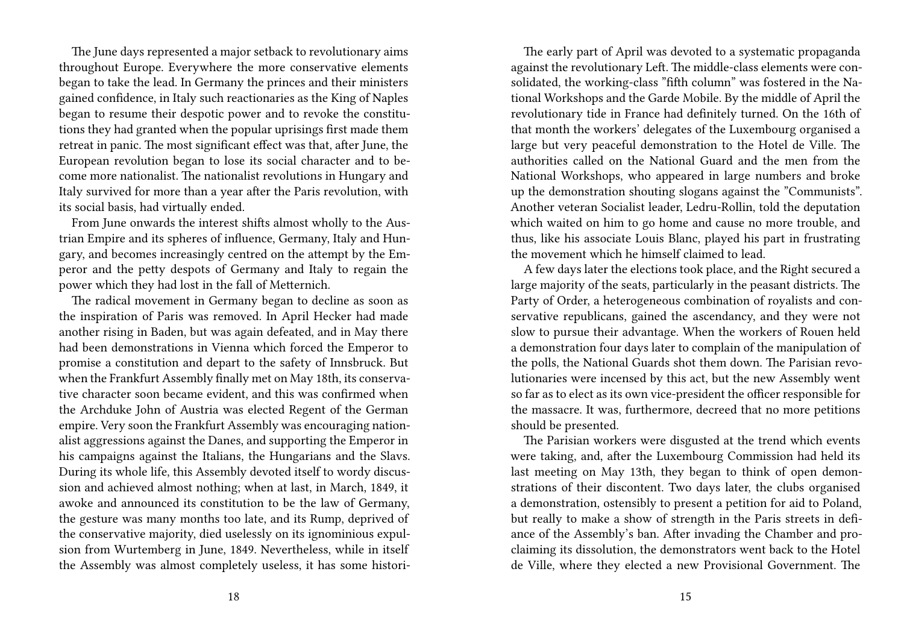The June days represented a major setback to revolutionary aims throughout Europe. Everywhere the more conservative elements began to take the lead. In Germany the princes and their ministers gained confidence, in Italy such reactionaries as the King of Naples began to resume their despotic power and to revoke the constitutions they had granted when the popular uprisings first made them retreat in panic. The most significant effect was that, after June, the European revolution began to lose its social character and to become more nationalist. The nationalist revolutions in Hungary and Italy survived for more than a year after the Paris revolution, with its social basis, had virtually ended.

From June onwards the interest shifts almost wholly to the Austrian Empire and its spheres of influence, Germany, Italy and Hungary, and becomes increasingly centred on the attempt by the Emperor and the petty despots of Germany and Italy to regain the power which they had lost in the fall of Metternich.

The radical movement in Germany began to decline as soon as the inspiration of Paris was removed. In April Hecker had made another rising in Baden, but was again defeated, and in May there had been demonstrations in Vienna which forced the Emperor to promise a constitution and depart to the safety of Innsbruck. But when the Frankfurt Assembly finally met on May 18th, its conservative character soon became evident, and this was confirmed when the Archduke John of Austria was elected Regent of the German empire. Very soon the Frankfurt Assembly was encouraging nationalist aggressions against the Danes, and supporting the Emperor in his campaigns against the Italians, the Hungarians and the Slavs. During its whole life, this Assembly devoted itself to wordy discussion and achieved almost nothing; when at last, in March, 1849, it awoke and announced its constitution to be the law of Germany, the gesture was many months too late, and its Rump, deprived of the conservative majority, died uselessly on its ignominious expulsion from Wurtemberg in June, 1849. Nevertheless, while in itself the Assembly was almost completely useless, it has some histori-

The early part of April was devoted to a systematic propaganda against the revolutionary Left. The middle-class elements were consolidated, the working-class "fifth column" was fostered in the National Workshops and the Garde Mobile. By the middle of April the revolutionary tide in France had definitely turned. On the 16th of that month the workers' delegates of the Luxembourg organised a large but very peaceful demonstration to the Hotel de Ville. The authorities called on the National Guard and the men from the National Workshops, who appeared in large numbers and broke up the demonstration shouting slogans against the "Communists". Another veteran Socialist leader, Ledru-Rollin, told the deputation which waited on him to go home and cause no more trouble, and thus, like his associate Louis Blanc, played his part in frustrating the movement which he himself claimed to lead.

A few days later the elections took place, and the Right secured a large majority of the seats, particularly in the peasant districts. The Party of Order, a heterogeneous combination of royalists and conservative republicans, gained the ascendancy, and they were not slow to pursue their advantage. When the workers of Rouen held a demonstration four days later to complain of the manipulation of the polls, the National Guards shot them down. The Parisian revolutionaries were incensed by this act, but the new Assembly went so far as to elect as its own vice-president the officer responsible for the massacre. It was, furthermore, decreed that no more petitions should be presented.

The Parisian workers were disgusted at the trend which events were taking, and, after the Luxembourg Commission had held its last meeting on May 13th, they began to think of open demonstrations of their discontent. Two days later, the clubs organised a demonstration, ostensibly to present a petition for aid to Poland, but really to make a show of strength in the Paris streets in defiance of the Assembly's ban. After invading the Chamber and proclaiming its dissolution, the demonstrators went back to the Hotel de Ville, where they elected a new Provisional Government. The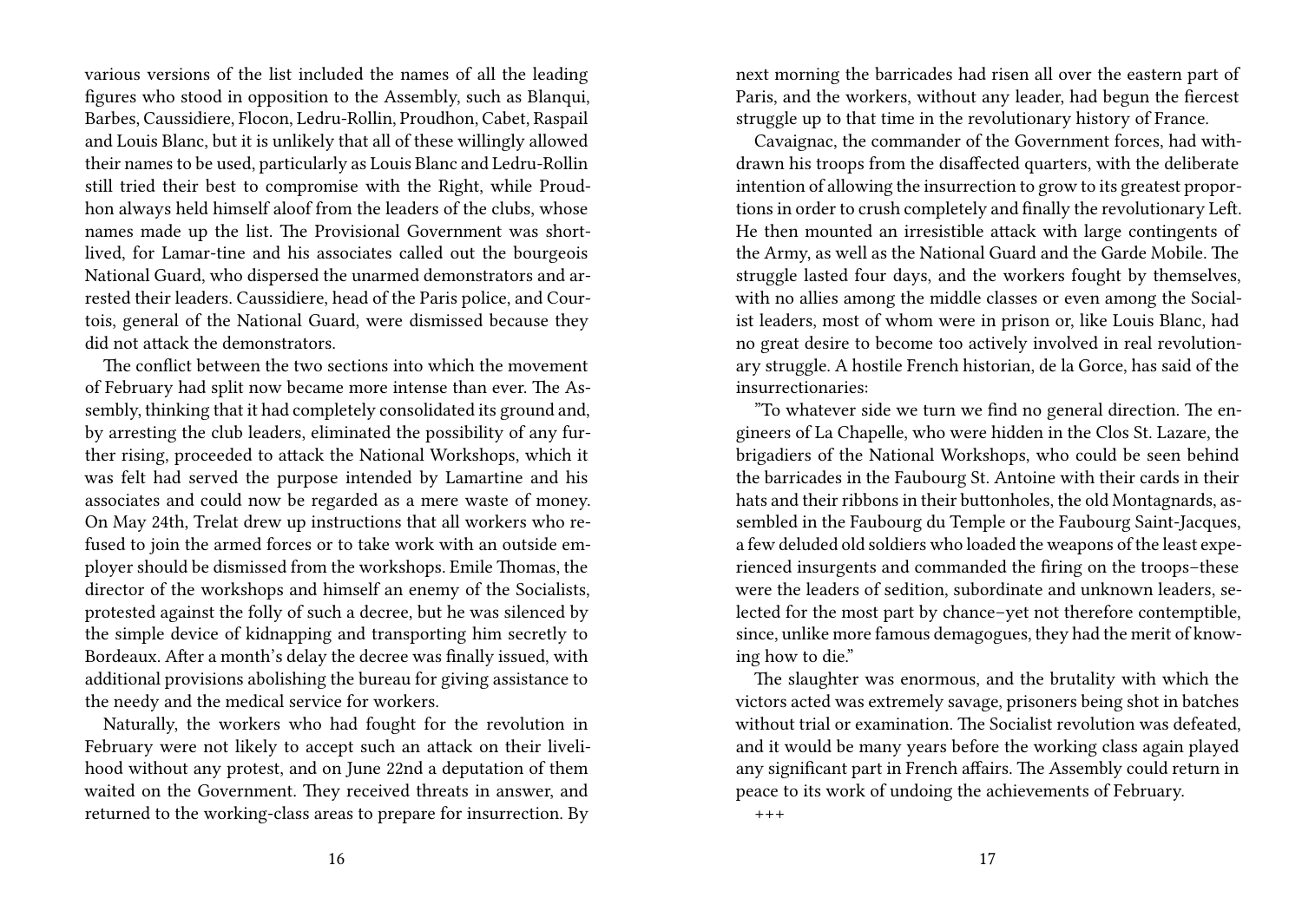various versions of the list included the names of all the leading figures who stood in opposition to the Assembly, such as Blanqui, Barbes, Caussidiere, Flocon, Ledru-Rollin, Proudhon, Cabet, Raspail and Louis Blanc, but it is unlikely that all of these willingly allowed their names to be used, particularly as Louis Blanc and Ledru-Rollin still tried their best to compromise with the Right, while Proudhon always held himself aloof from the leaders of the clubs, whose names made up the list. The Provisional Government was short-lived, for Lamar-tine and his associates called out the bourgeois National Guard, who dispersed the unarmed demonstrators and arrested their leaders. Caussidiere, head of the Paris police, and Courtois, general of the National Guard, were dismissed because they did not attack the demonstrators.

The conflict between the two sections into which the movement of February had split now became more intense than ever. The Assembly, thinking that it had completely consolidated its ground and, by arresting the club leaders, eliminated the possibility of any further rising, proceeded to attack the National Workshops, which it was felt had served the purpose intended by Lamartine and his associates and could now be regarded as a mere waste of money. On May 24th, Trelat drew up instructions that all workers who refused to join the armed forces or to take work with an outside employer should be dismissed from the workshops. Emile Thomas, the director of the workshops and himself an enemy of the Socialists, protested against the folly of such a decree, but he was silenced by the simple device of kidnapping and transporting him secretly to Bordeaux. After a month's delay the decree was finally issued, with additional provisions abolishing the bureau for giving assistance to the needy and the medical service for workers.

Naturally, the workers who had fought for the revolution in February were not likely to accept such an attack on their livelihood without any protest, and on June 22nd a deputation of them waited on the Government. They received threats in answer, and returned to the working-class areas to prepare for insurrection. By next morning the barricades had risen all over the eastern part of Paris, and the workers, without any leader, had begun the fiercest struggle up to that time in the revolutionary history of France.

Cavaignac, the commander of the Government forces, had withdrawn his troops from the disaffected quarters, with the deliberate intention of allowing the insurrection to grow to its greatest proportions in order to crush completely and finally the revolutionary Left. He then mounted an irresistible attack with large contingents of the Army, as well as the National Guard and the Garde Mobile. The struggle lasted four days, and the workers fought by themselves, with no allies among the middle classes or even among the Socialist leaders, most of whom were in prison or, like Louis Blanc, had no great desire to become too actively involved in real revolutionary struggle. A hostile French historian, de la Gorce, has said of the insurrectionaries:

"To whatever side we turn we find no general direction. The engineers of La Chapelle, who were hidden in the Clos St. Lazare, the brigadiers of the National Workshops, who could be seen behind the barricades in the Faubourg St. Antoine with their cards in their hats and their ribbons in their buttonholes, the old Montagnards, assembled in the Faubourg du Temple or the Faubourg Saint-Jacques, a few deluded old soldiers who loaded the weapons of the least experienced insurgents and commanded the firing on the troops–these were the leaders of sedition, subordinate and unknown leaders, selected for the most part by chance–yet not therefore contemptible, since, unlike more famous demagogues, they had the merit of knowing how to die."

The slaughter was enormous, and the brutality with which the victors acted was extremely savage, prisoners being shot in batches without trial or examination. The Socialist revolution was defeated, and it would be many years before the working class again played any significant part in French affairs. The Assembly could return in peace to its work of undoing the achievements of February.

+++